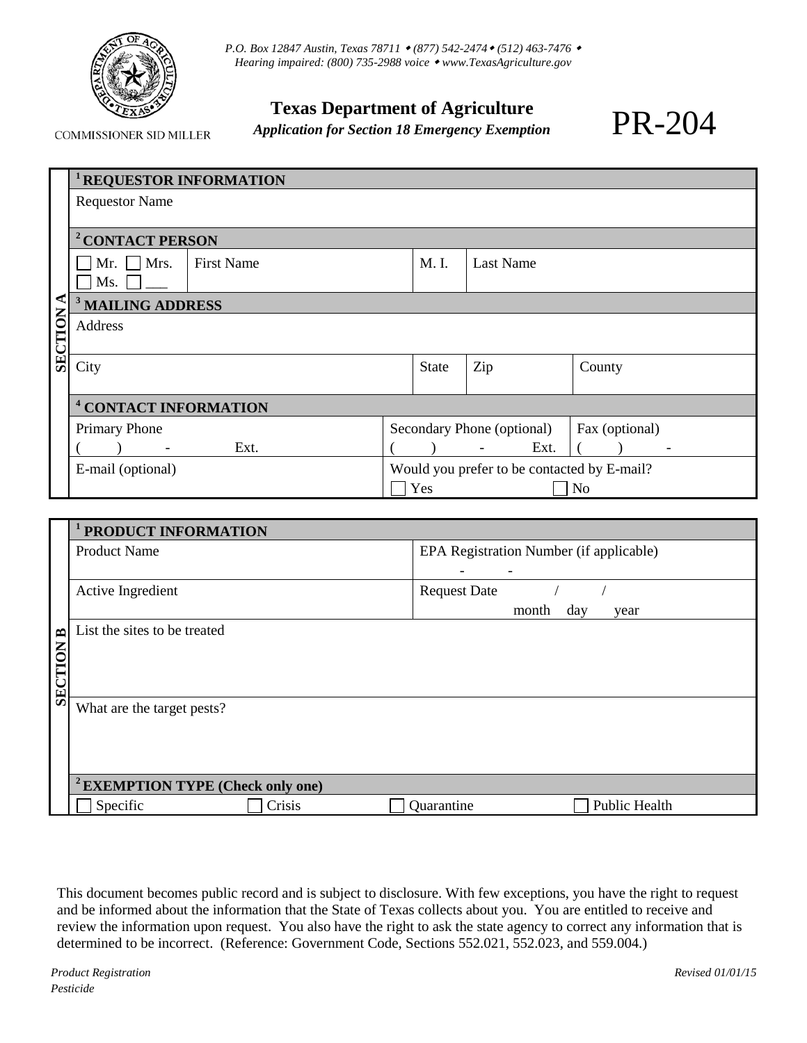P.O. Box 12847 Austin, Texas 78711 • (877) 542-2474 • (512) 463-7476 •
Hearing impaired: (800) 735-2988 voice • www.TexasAgriculture.gov

COMMISSIONER SID MILLER

# Texas Department of Agriculture

***Application for Section 18 Emergency Exemption***

# PR-204

## SECTION A

| [1] REQUESTOR INFORMATION | | | | |
|---|---|---|---|---|
| Requestor Name | | | | |
| **[2] CONTACT PERSON** | | | | |
| ☐ Mr. ☐ Mrs. ☐ Ms. ☐ ___ | First Name | M. I. | Last Name | |
| **[3] MAILING ADDRESS** | | | | |
| Address | | | | |
| City | | State | Zip | County |
| **[4] CONTACT INFORMATION** | | | | |
| Primary Phone ( ) - Ext. | | Secondary Phone (optional) ( ) - Ext. | | Fax (optional) ( ) - |
| E-mail (optional) | | Would you prefer to be contacted by E-mail? ☐ Yes ☐ No | | |

## SECTION B

| [1] PRODUCT INFORMATION | | | |
|---|---|---|---|
| Product Name | | EPA Registration Number (if applicable) - - | |
| Active Ingredient | | Request Date / / (month day year) | |
| List the sites to be treated | | | |
| What are the target pests? | | | |
| **[2] EXEMPTION TYPE (Check only one)** | | | |
| ☐ Specific | ☐ Crisis | ☐ Quarantine | ☐ Public Health |

This document becomes public record and is subject to disclosure. With few exceptions, you have the right to request and be informed about the information that the State of Texas collects about you. You are entitled to receive and review the information upon request. You also have the right to ask the state agency to correct any information that is determined to be incorrect. (Reference: Government Code, Sections 552.021, 552.023, and 559.004.)

*Product Registration*
*Pesticide*

*Revised 01/01/15*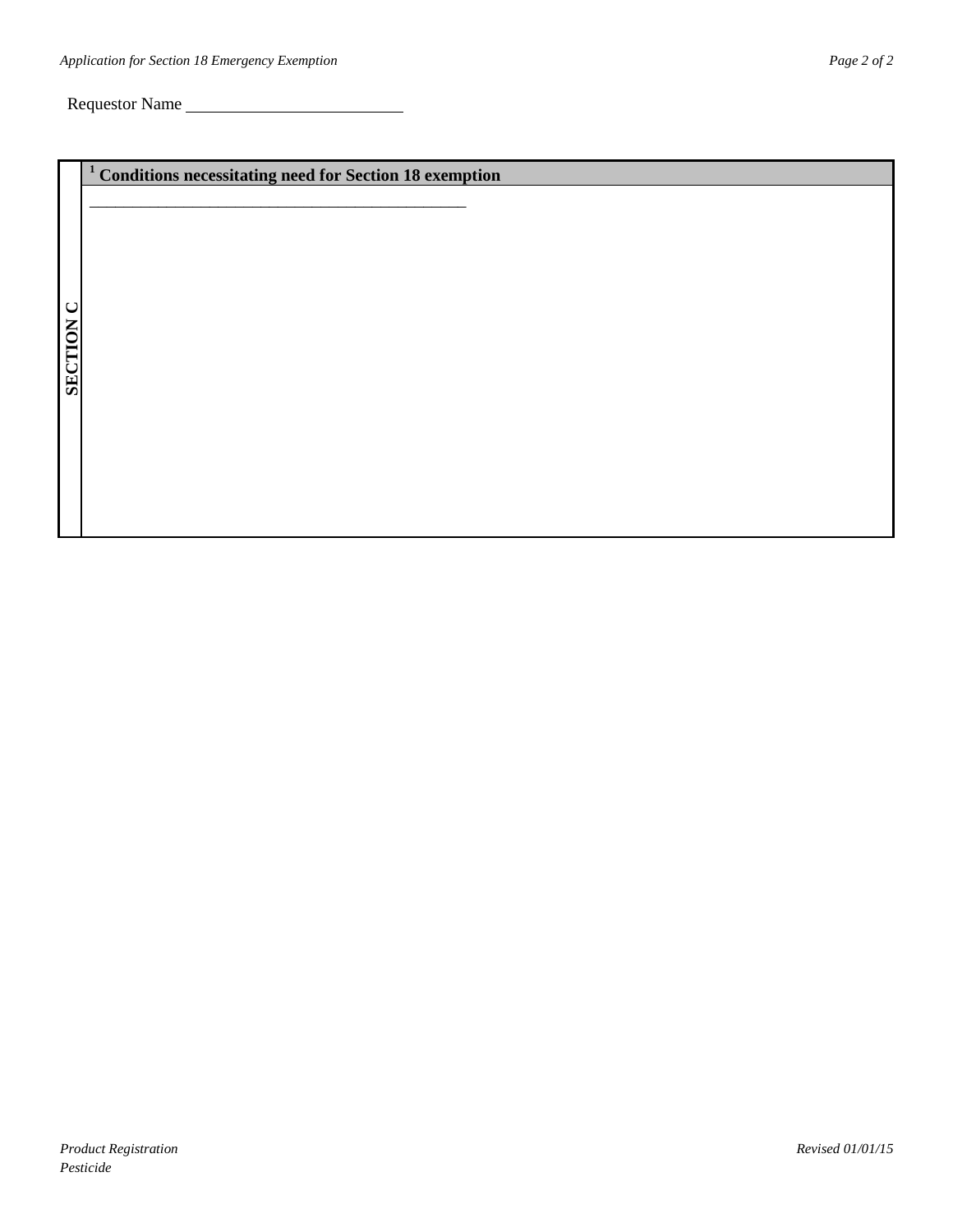Requestor Name ____________________

| SECTION C | [1] **Conditions necessitating need for Section 18 exemption** |
|---|---|
| | ________________________________________________ |